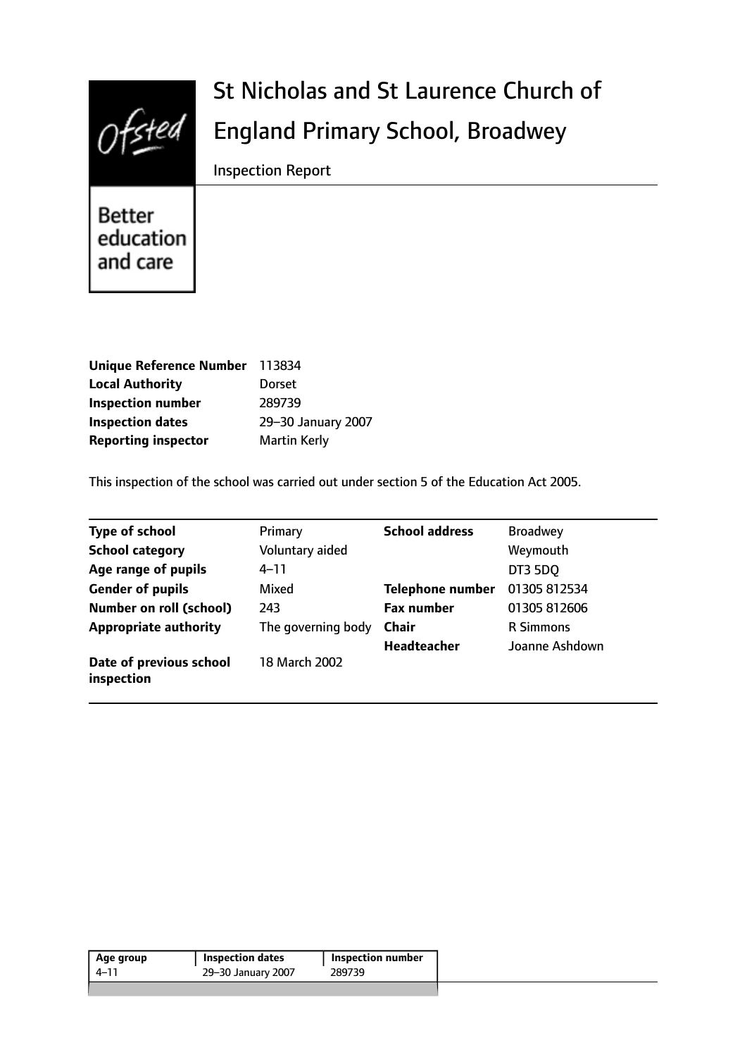# St Nicholas and St Laurence Church of England Primary School, Broadwey

Inspection Report

Ofsted — Better education and care

| | |
|---|---|
| **Unique Reference Number** | 113834 |
| **Local Authority** | Dorset |
| **Inspection number** | 289739 |
| **Inspection dates** | 29–30 January 2007 |
| **Reporting inspector** | Martin Kerly |

This inspection of the school was carried out under section 5 of the Education Act 2005.

| | | | |
|---|---|---|---|
| **Type of school** | Primary | **School address** | Broadwey |
| **School category** | Voluntary aided | | Weymouth |
| **Age range of pupils** | 4–11 | | DT3 5DQ |
| **Gender of pupils** | Mixed | **Telephone number** | 01305 812534 |
| **Number on roll (school)** | 243 | **Fax number** | 01305 812606 |
| **Appropriate authority** | The governing body | **Chair** | R Simmons |
| | | **Headteacher** | Joanne Ashdown |
| **Date of previous school inspection** | 18 March 2002 | | |

| Age group | Inspection dates | Inspection number |
|---|---|---|
| 4–11 | 29–30 January 2007 | 289739 |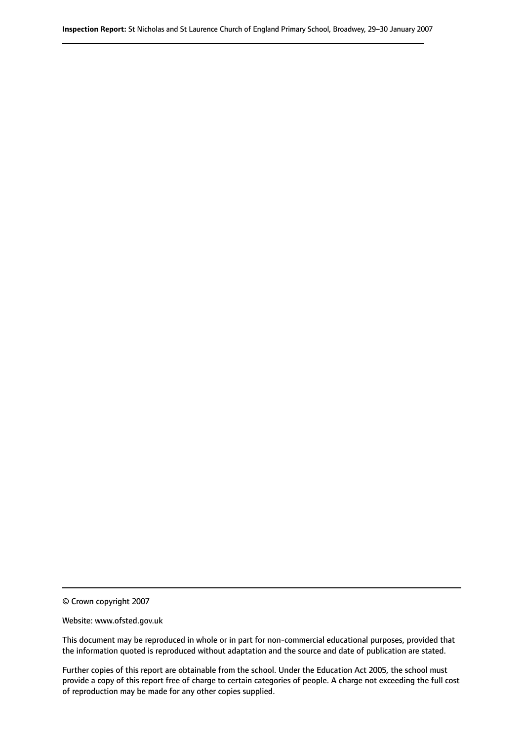© Crown copyright 2007

Website: www.ofsted.gov.uk

This document may be reproduced in whole or in part for non-commercial educational purposes, provided that the information quoted is reproduced without adaptation and the source and date of publication are stated.

Further copies of this report are obtainable from the school. Under the Education Act 2005, the school must provide a copy of this report free of charge to certain categories of people. A charge not exceeding the full cost of reproduction may be made for any other copies supplied.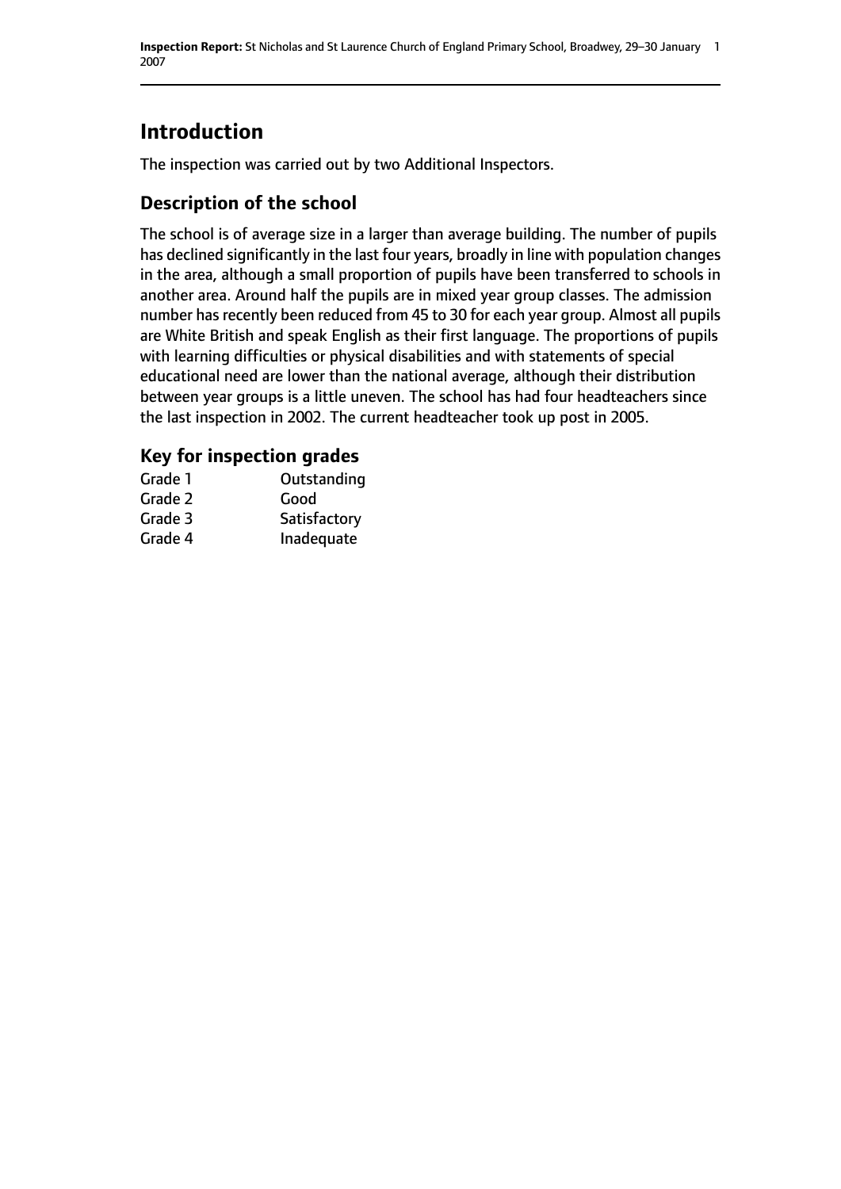# Introduction

The inspection was carried out by two Additional Inspectors.

## Description of the school

The school is of average size in a larger than average building. The number of pupils has declined significantly in the last four years, broadly in line with population changes in the area, although a small proportion of pupils have been transferred to schools in another area. Around half the pupils are in mixed year group classes. The admission number has recently been reduced from 45 to 30 for each year group. Almost all pupils are White British and speak English as their first language. The proportions of pupils with learning difficulties or physical disabilities and with statements of special educational need are lower than the national average, although their distribution between year groups is a little uneven. The school has had four headteachers since the last inspection in 2002. The current headteacher took up post in 2005.

## Key for inspection grades

| | |
|---|---|
| Grade 1 | Outstanding |
| Grade 2 | Good |
| Grade 3 | Satisfactory |
| Grade 4 | Inadequate |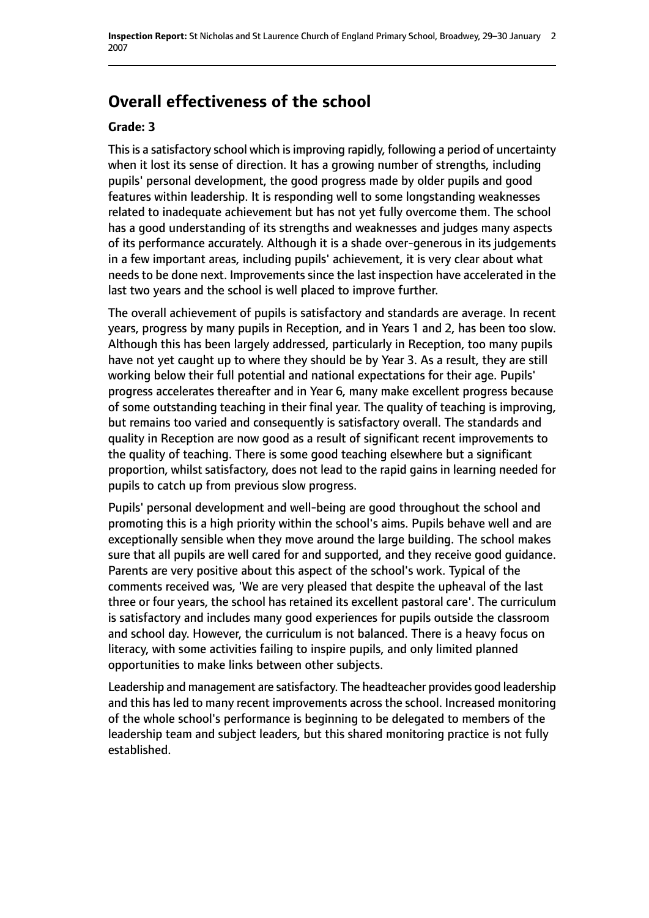## Overall effectiveness of the school

**Grade: 3**

This is a satisfactory school which is improving rapidly, following a period of uncertainty when it lost its sense of direction. It has a growing number of strengths, including pupils' personal development, the good progress made by older pupils and good features within leadership. It is responding well to some longstanding weaknesses related to inadequate achievement but has not yet fully overcome them. The school has a good understanding of its strengths and weaknesses and judges many aspects of its performance accurately. Although it is a shade over-generous in its judgements in a few important areas, including pupils' achievement, it is very clear about what needs to be done next. Improvements since the last inspection have accelerated in the last two years and the school is well placed to improve further.

The overall achievement of pupils is satisfactory and standards are average. In recent years, progress by many pupils in Reception, and in Years 1 and 2, has been too slow. Although this has been largely addressed, particularly in Reception, too many pupils have not yet caught up to where they should be by Year 3. As a result, they are still working below their full potential and national expectations for their age. Pupils' progress accelerates thereafter and in Year 6, many make excellent progress because of some outstanding teaching in their final year. The quality of teaching is improving, but remains too varied and consequently is satisfactory overall. The standards and quality in Reception are now good as a result of significant recent improvements to the quality of teaching. There is some good teaching elsewhere but a significant proportion, whilst satisfactory, does not lead to the rapid gains in learning needed for pupils to catch up from previous slow progress.

Pupils' personal development and well-being are good throughout the school and promoting this is a high priority within the school's aims. Pupils behave well and are exceptionally sensible when they move around the large building. The school makes sure that all pupils are well cared for and supported, and they receive good guidance. Parents are very positive about this aspect of the school's work. Typical of the comments received was, 'We are very pleased that despite the upheaval of the last three or four years, the school has retained its excellent pastoral care'. The curriculum is satisfactory and includes many good experiences for pupils outside the classroom and school day. However, the curriculum is not balanced. There is a heavy focus on literacy, with some activities failing to inspire pupils, and only limited planned opportunities to make links between other subjects.

Leadership and management are satisfactory. The headteacher provides good leadership and this has led to many recent improvements across the school. Increased monitoring of the whole school's performance is beginning to be delegated to members of the leadership team and subject leaders, but this shared monitoring practice is not fully established.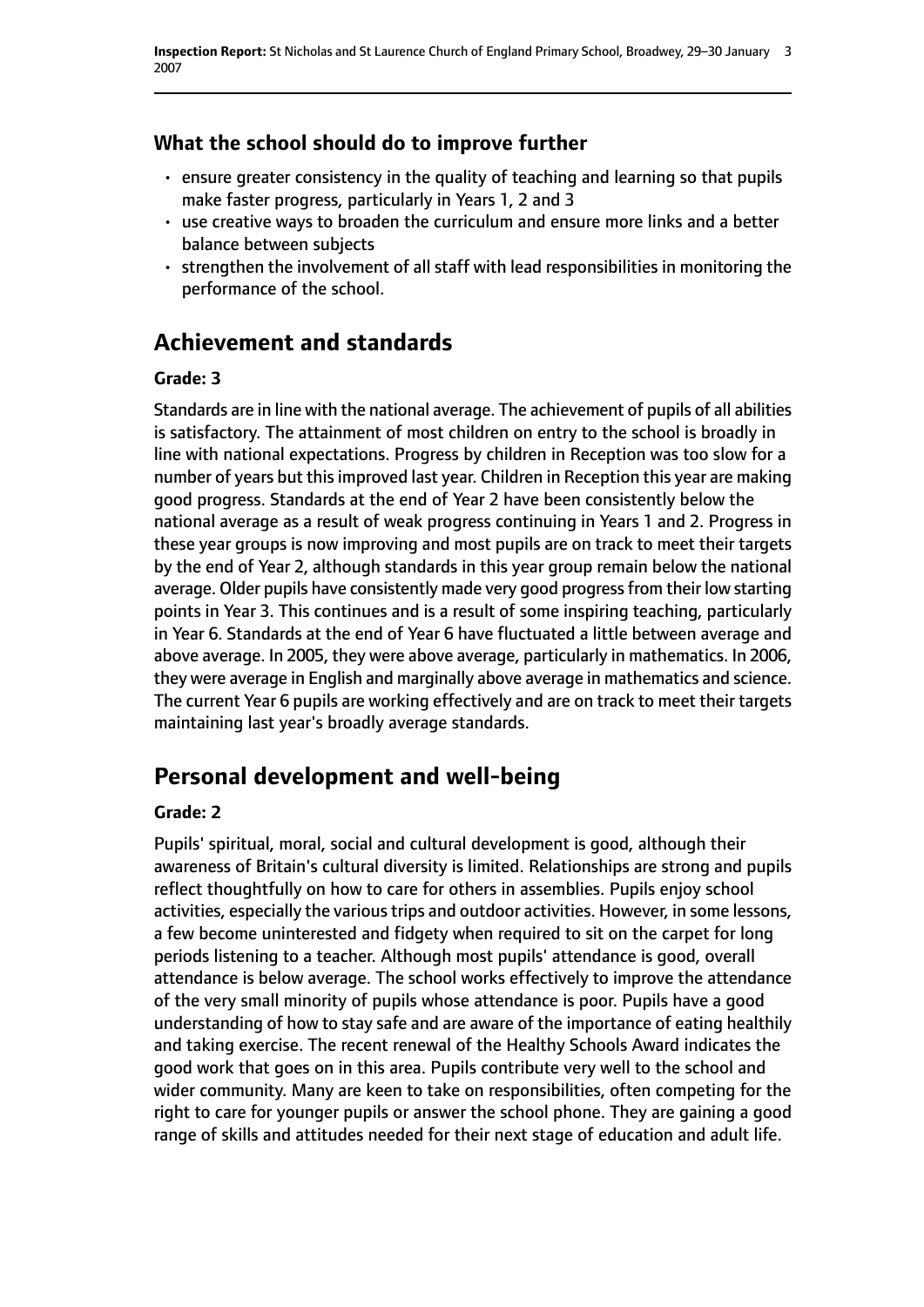### What the school should do to improve further

- ensure greater consistency in the quality of teaching and learning so that pupils make faster progress, particularly in Years 1, 2 and 3
- use creative ways to broaden the curriculum and ensure more links and a better balance between subjects
- strengthen the involvement of all staff with lead responsibilities in monitoring the performance of the school.

## Achievement and standards

#### Grade: 3

Standards are in line with the national average. The achievement of pupils of all abilities is satisfactory. The attainment of most children on entry to the school is broadly in line with national expectations. Progress by children in Reception was too slow for a number of years but this improved last year. Children in Reception this year are making good progress. Standards at the end of Year 2 have been consistently below the national average as a result of weak progress continuing in Years 1 and 2. Progress in these year groups is now improving and most pupils are on track to meet their targets by the end of Year 2, although standards in this year group remain below the national average. Older pupils have consistently made very good progress from their low starting points in Year 3. This continues and is a result of some inspiring teaching, particularly in Year 6. Standards at the end of Year 6 have fluctuated a little between average and above average. In 2005, they were above average, particularly in mathematics. In 2006, they were average in English and marginally above average in mathematics and science. The current Year 6 pupils are working effectively and are on track to meet their targets maintaining last year's broadly average standards.

## Personal development and well-being

#### Grade: 2

Pupils' spiritual, moral, social and cultural development is good, although their awareness of Britain's cultural diversity is limited. Relationships are strong and pupils reflect thoughtfully on how to care for others in assemblies. Pupils enjoy school activities, especially the various trips and outdoor activities. However, in some lessons, a few become uninterested and fidgety when required to sit on the carpet for long periods listening to a teacher. Although most pupils' attendance is good, overall attendance is below average. The school works effectively to improve the attendance of the very small minority of pupils whose attendance is poor. Pupils have a good understanding of how to stay safe and are aware of the importance of eating healthily and taking exercise. The recent renewal of the Healthy Schools Award indicates the good work that goes on in this area. Pupils contribute very well to the school and wider community. Many are keen to take on responsibilities, often competing for the right to care for younger pupils or answer the school phone. They are gaining a good range of skills and attitudes needed for their next stage of education and adult life.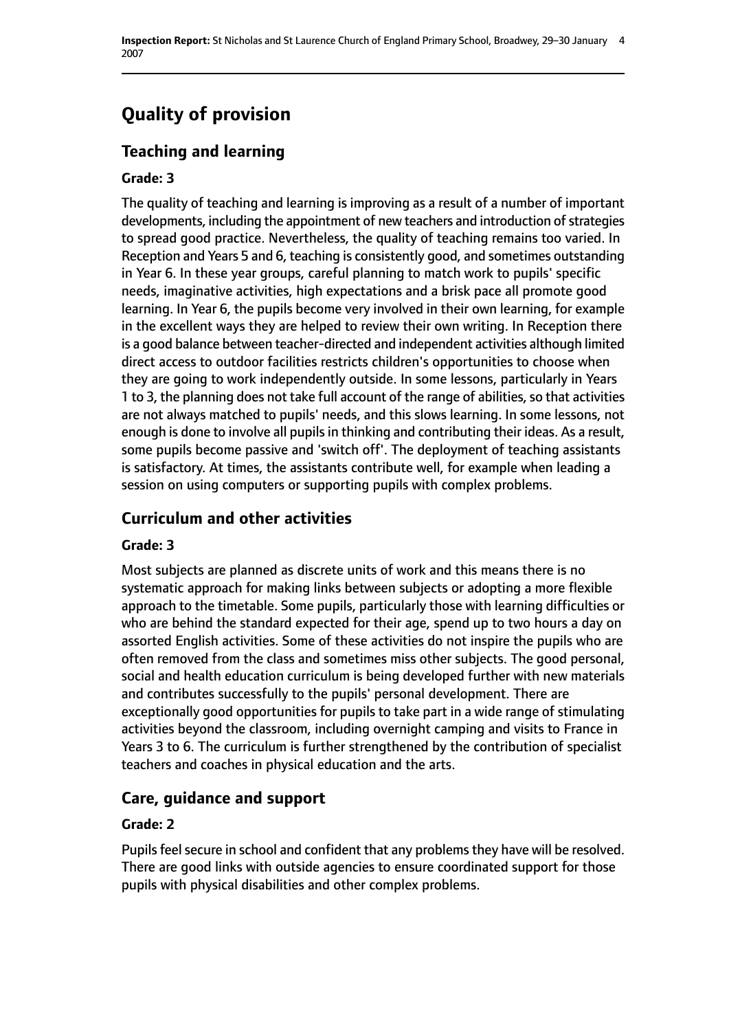# Quality of provision

## Teaching and learning

**Grade: 3**

The quality of teaching and learning is improving as a result of a number of important developments, including the appointment of new teachers and introduction of strategies to spread good practice. Nevertheless, the quality of teaching remains too varied. In Reception and Years 5 and 6, teaching is consistently good, and sometimes outstanding in Year 6. In these year groups, careful planning to match work to pupils' specific needs, imaginative activities, high expectations and a brisk pace all promote good learning. In Year 6, the pupils become very involved in their own learning, for example in the excellent ways they are helped to review their own writing. In Reception there is a good balance between teacher-directed and independent activities although limited direct access to outdoor facilities restricts children's opportunities to choose when they are going to work independently outside. In some lessons, particularly in Years 1 to 3, the planning does not take full account of the range of abilities, so that activities are not always matched to pupils' needs, and this slows learning. In some lessons, not enough is done to involve all pupils in thinking and contributing their ideas. As a result, some pupils become passive and 'switch off'. The deployment of teaching assistants is satisfactory. At times, the assistants contribute well, for example when leading a session on using computers or supporting pupils with complex problems.

## Curriculum and other activities

**Grade: 3**

Most subjects are planned as discrete units of work and this means there is no systematic approach for making links between subjects or adopting a more flexible approach to the timetable. Some pupils, particularly those with learning difficulties or who are behind the standard expected for their age, spend up to two hours a day on assorted English activities. Some of these activities do not inspire the pupils who are often removed from the class and sometimes miss other subjects. The good personal, social and health education curriculum is being developed further with new materials and contributes successfully to the pupils' personal development. There are exceptionally good opportunities for pupils to take part in a wide range of stimulating activities beyond the classroom, including overnight camping and visits to France in Years 3 to 6. The curriculum is further strengthened by the contribution of specialist teachers and coaches in physical education and the arts.

## Care, guidance and support

**Grade: 2**

Pupils feel secure in school and confident that any problems they have will be resolved. There are good links with outside agencies to ensure coordinated support for those pupils with physical disabilities and other complex problems.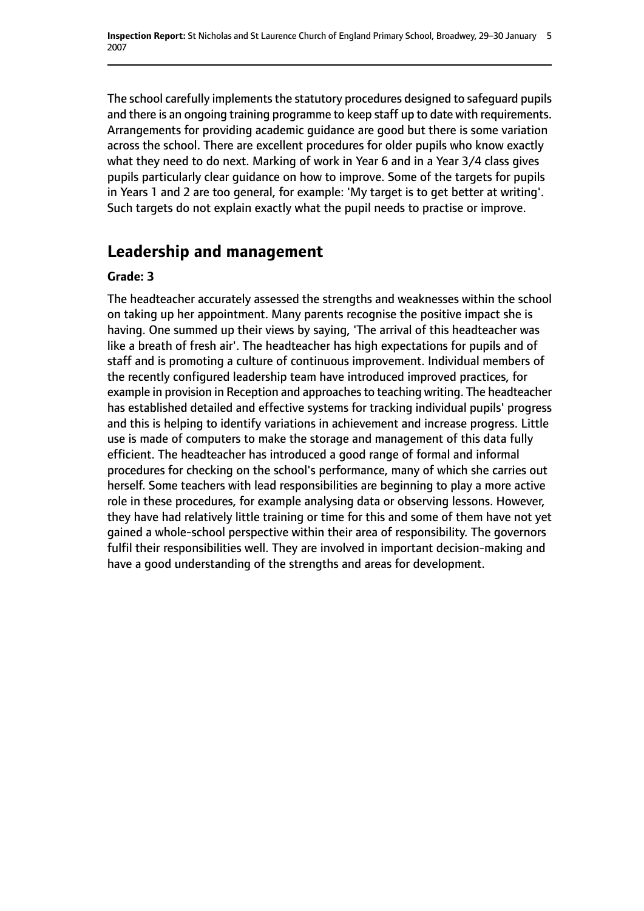The school carefully implements the statutory procedures designed to safeguard pupils and there is an ongoing training programme to keep staff up to date with requirements. Arrangements for providing academic guidance are good but there is some variation across the school. There are excellent procedures for older pupils who know exactly what they need to do next. Marking of work in Year 6 and in a Year 3/4 class gives pupils particularly clear guidance on how to improve. Some of the targets for pupils in Years 1 and 2 are too general, for example: 'My target is to get better at writing'. Such targets do not explain exactly what the pupil needs to practise or improve.

## Leadership and management

**Grade: 3**

The headteacher accurately assessed the strengths and weaknesses within the school on taking up her appointment. Many parents recognise the positive impact she is having. One summed up their views by saying, 'The arrival of this headteacher was like a breath of fresh air'. The headteacher has high expectations for pupils and of staff and is promoting a culture of continuous improvement. Individual members of the recently configured leadership team have introduced improved practices, for example in provision in Reception and approaches to teaching writing. The headteacher has established detailed and effective systems for tracking individual pupils' progress and this is helping to identify variations in achievement and increase progress. Little use is made of computers to make the storage and management of this data fully efficient. The headteacher has introduced a good range of formal and informal procedures for checking on the school's performance, many of which she carries out herself. Some teachers with lead responsibilities are beginning to play a more active role in these procedures, for example analysing data or observing lessons. However, they have had relatively little training or time for this and some of them have not yet gained a whole-school perspective within their area of responsibility. The governors fulfil their responsibilities well. They are involved in important decision-making and have a good understanding of the strengths and areas for development.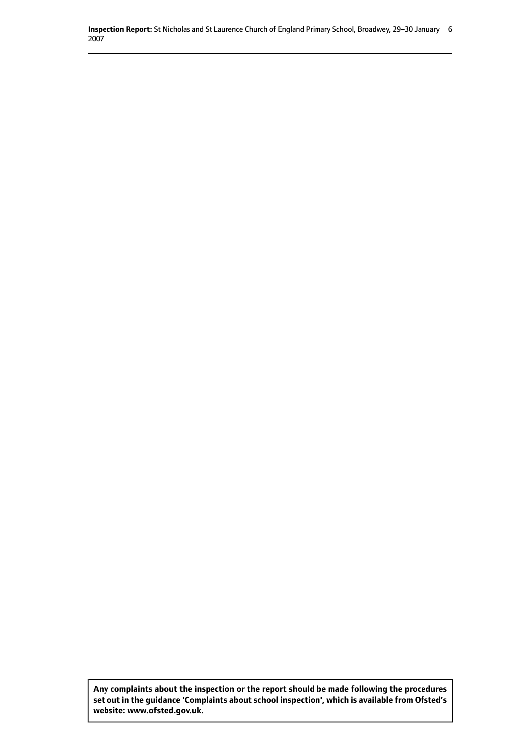**Any complaints about the inspection or the report should be made following the procedures set out in the guidance 'Complaints about school inspection', which is available from Ofsted's website: www.ofsted.gov.uk.**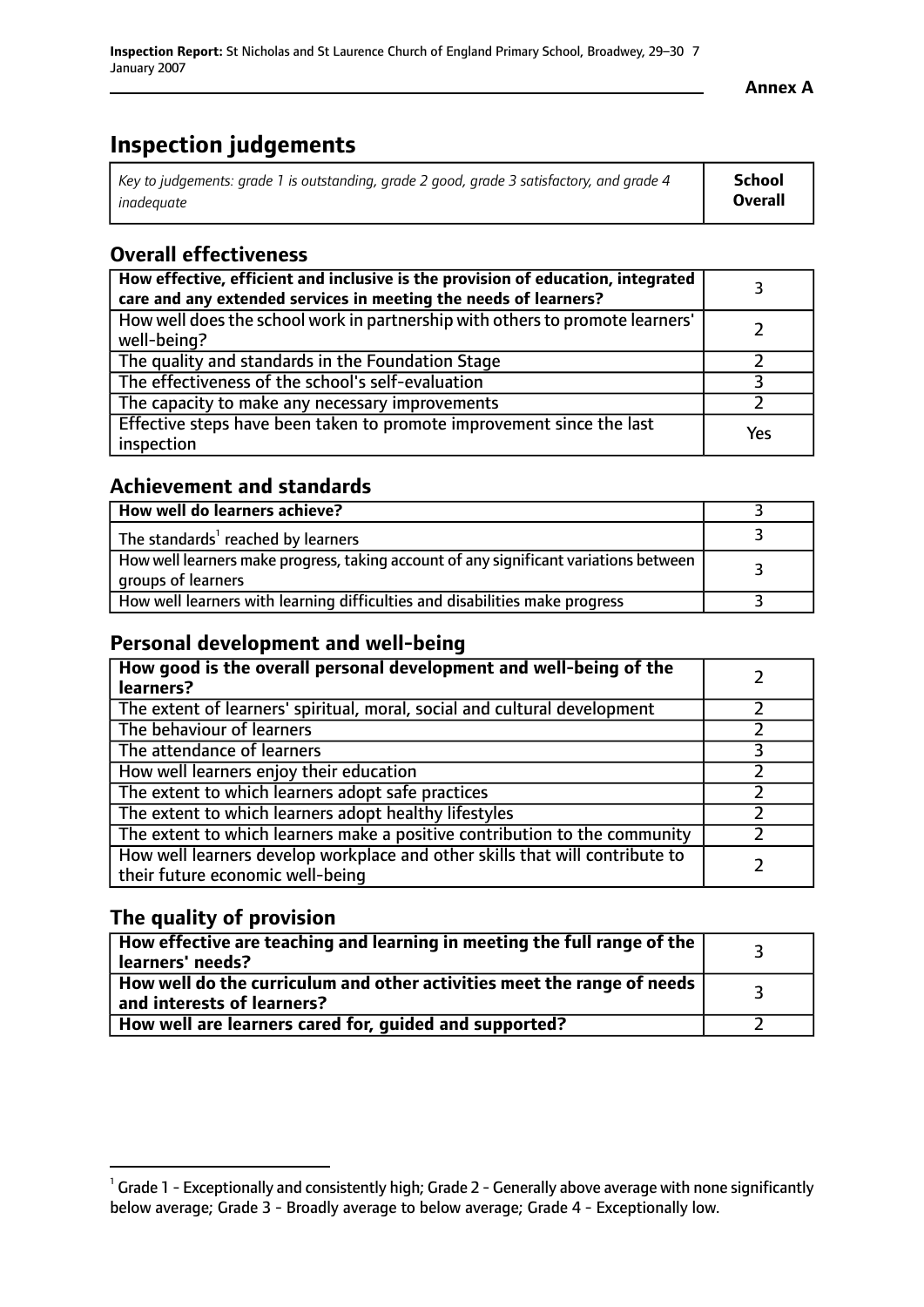**Annex A**

# Inspection judgements

| *Key to judgements: grade 1 is outstanding, grade 2 good, grade 3 satisfactory, and grade 4 inadequate* | **School Overall** |
|---|---|

## Overall effectiveness

| | |
|---|---|
| **How effective, efficient and inclusive is the provision of education, integrated care and any extended services in meeting the needs of learners?** | 3 |
| How well does the school work in partnership with others to promote learners' well-being? | 2 |
| The quality and standards in the Foundation Stage | 2 |
| The effectiveness of the school's self-evaluation | 3 |
| The capacity to make any necessary improvements | 2 |
| Effective steps have been taken to promote improvement since the last inspection | Yes |

## Achievement and standards

| | |
|---|---|
| **How well do learners achieve?** | 3 |
| The standards[1] reached by learners | 3 |
| How well learners make progress, taking account of any significant variations between groups of learners | 3 |
| How well learners with learning difficulties and disabilities make progress | 3 |

## Personal development and well-being

| | |
|---|---|
| **How good is the overall personal development and well-being of the learners?** | 2 |
| The extent of learners' spiritual, moral, social and cultural development | 2 |
| The behaviour of learners | 2 |
| The attendance of learners | 3 |
| How well learners enjoy their education | 2 |
| The extent to which learners adopt safe practices | 2 |
| The extent to which learners adopt healthy lifestyles | 2 |
| The extent to which learners make a positive contribution to the community | 2 |
| How well learners develop workplace and other skills that will contribute to their future economic well-being | 2 |

## The quality of provision

| | |
|---|---|
| **How effective are teaching and learning in meeting the full range of the learners' needs?** | 3 |
| **How well do the curriculum and other activities meet the range of needs and interests of learners?** | 3 |
| **How well are learners cared for, guided and supported?** | 2 |

[1] Grade 1 - Exceptionally and consistently high; Grade 2 - Generally above average with none significantly below average; Grade 3 - Broadly average to below average; Grade 4 - Exceptionally low.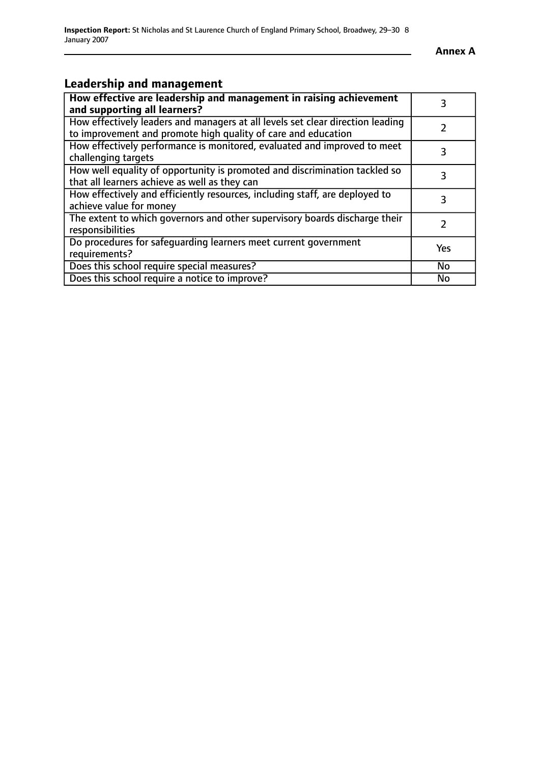## Leadership and management

| **How effective are leadership and management in raising achievement and supporting all learners?** | 3 |
|---|---|
| How effectively leaders and managers at all levels set clear direction leading to improvement and promote high quality of care and education | 2 |
| How effectively performance is monitored, evaluated and improved to meet challenging targets | 3 |
| How well equality of opportunity is promoted and discrimination tackled so that all learners achieve as well as they can | 3 |
| How effectively and efficiently resources, including staff, are deployed to achieve value for money | 3 |
| The extent to which governors and other supervisory boards discharge their responsibilities | 2 |
| Do procedures for safeguarding learners meet current government requirements? | Yes |
| Does this school require special measures? | No |
| Does this school require a notice to improve? | No |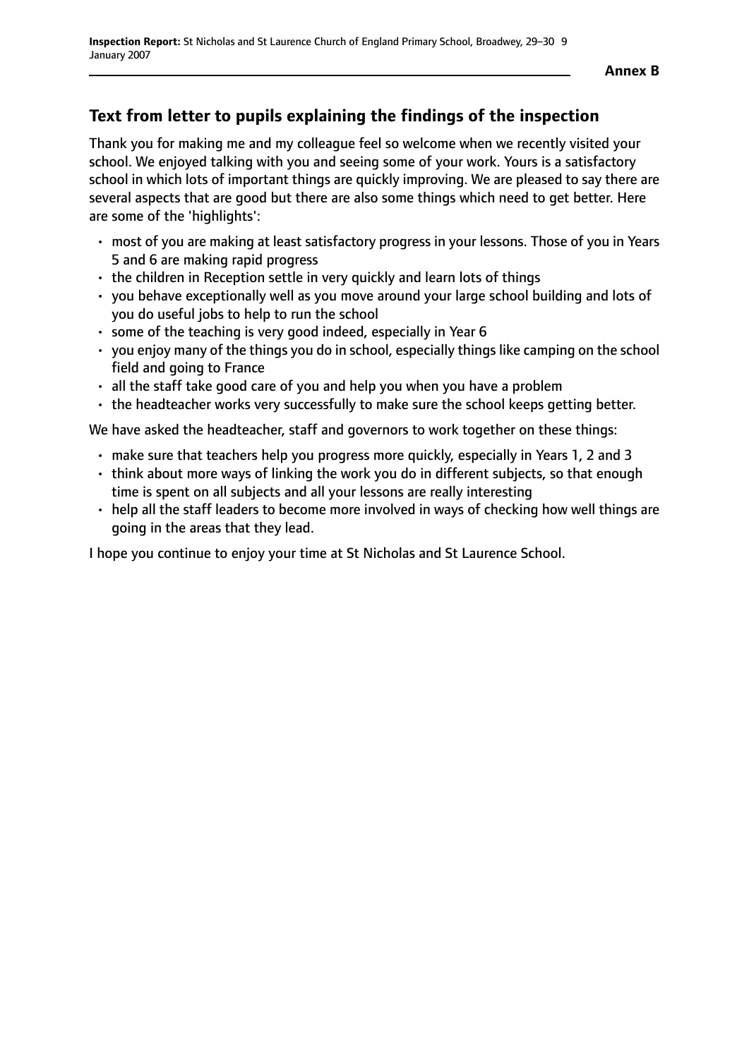## Text from letter to pupils explaining the findings of the inspection

Thank you for making me and my colleague feel so welcome when we recently visited your school. We enjoyed talking with you and seeing some of your work. Yours is a satisfactory school in which lots of important things are quickly improving. We are pleased to say there are several aspects that are good but there are also some things which need to get better. Here are some of the 'highlights':

- most of you are making at least satisfactory progress in your lessons. Those of you in Years 5 and 6 are making rapid progress
- the children in Reception settle in very quickly and learn lots of things
- you behave exceptionally well as you move around your large school building and lots of you do useful jobs to help to run the school
- some of the teaching is very good indeed, especially in Year 6
- you enjoy many of the things you do in school, especially things like camping on the school field and going to France
- all the staff take good care of you and help you when you have a problem
- the headteacher works very successfully to make sure the school keeps getting better.

We have asked the headteacher, staff and governors to work together on these things:

- make sure that teachers help you progress more quickly, especially in Years 1, 2 and 3
- think about more ways of linking the work you do in different subjects, so that enough time is spent on all subjects and all your lessons are really interesting
- help all the staff leaders to become more involved in ways of checking how well things are going in the areas that they lead.

I hope you continue to enjoy your time at St Nicholas and St Laurence School.